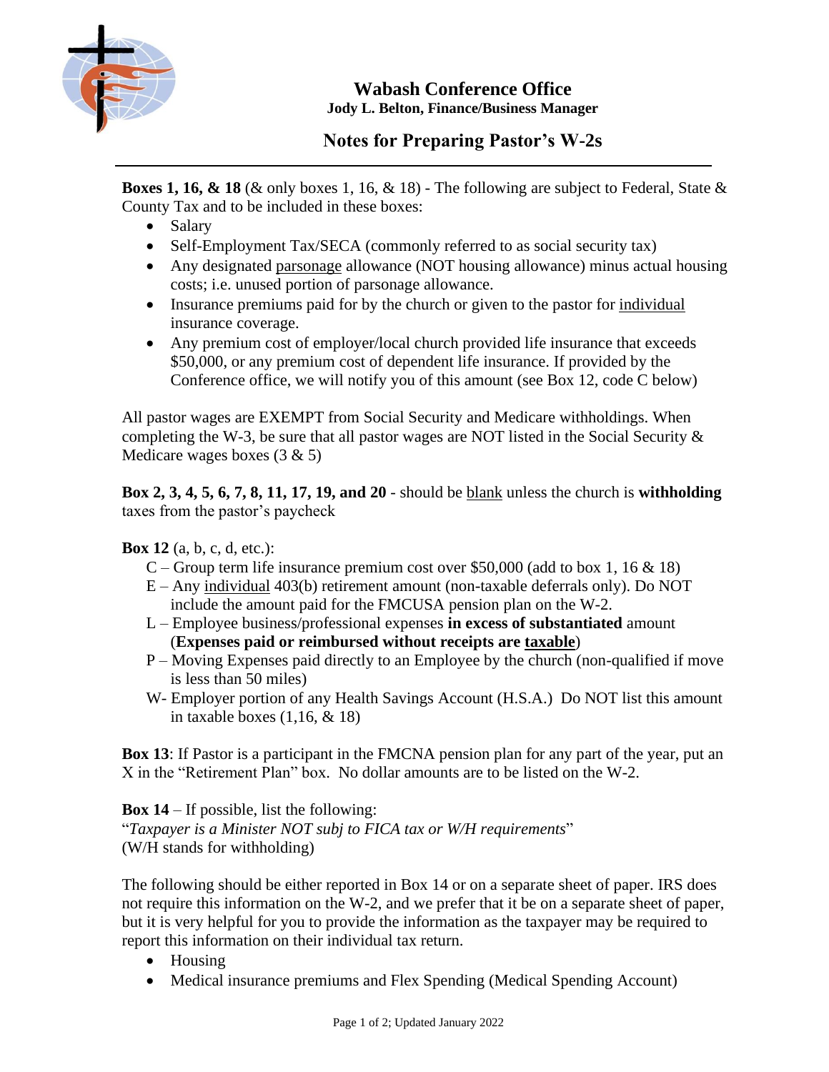# Wabash Conference Office

**Jody L. Belton, Finance/Business Manager**

## Notes for Preparing Pastor's W-2s

**Boxes 1, 16, & 18** (& only boxes 1, 16, & 18) - The following are subject to Federal, State & County Tax and to be included in these boxes:

- Salary
- Self-Employment Tax/SECA (commonly referred to as social security tax)
- Any designated <u>parsonage</u> allowance (NOT housing allowance) minus actual housing costs; i.e. unused portion of parsonage allowance.
- Insurance premiums paid for by the church or given to the pastor for <u>individual</u> insurance coverage.
- Any premium cost of employer/local church provided life insurance that exceeds $50,000, or any premium cost of dependent life insurance. If provided by the Conference office, we will notify you of this amount (see Box 12, code C below)

All pastor wages are EXEMPT from Social Security and Medicare withholdings. When completing the W-3, be sure that all pastor wages are NOT listed in the Social Security & Medicare wages boxes (3 & 5)

**Box 2, 3, 4, 5, 6, 7, 8, 11, 17, 19, and 20** - should be <u>blank</u> unless the church is **withholding** taxes from the pastor's paycheck

**Box 12** (a, b, c, d, etc.):

C – Group term life insurance premium cost over $50,000 (add to box 1, 16 & 18)

E – Any <u>individual</u> 403(b) retirement amount (non-taxable deferrals only). Do NOT include the amount paid for the FMCUSA pension plan on the W-2.

L – Employee business/professional expenses **in excess of substantiated** amount (**Expenses paid or reimbursed without receipts are <u>taxable</u>**)

P – Moving Expenses paid directly to an Employee by the church (non-qualified if move is less than 50 miles)

W- Employer portion of any Health Savings Account (H.S.A.) Do NOT list this amount in taxable boxes (1,16, & 18)

**Box 13**: If Pastor is a participant in the FMCNA pension plan for any part of the year, put an X in the "Retirement Plan" box. No dollar amounts are to be listed on the W-2.

**Box 14** – If possible, list the following:
"*Taxpayer is a Minister NOT subj to FICA tax or W/H requirements*"
(W/H stands for withholding)

The following should be either reported in Box 14 or on a separate sheet of paper. IRS does not require this information on the W-2, and we prefer that it be on a separate sheet of paper, but it is very helpful for you to provide the information as the taxpayer may be required to report this information on their individual tax return.

- Housing
- Medical insurance premiums and Flex Spending (Medical Spending Account)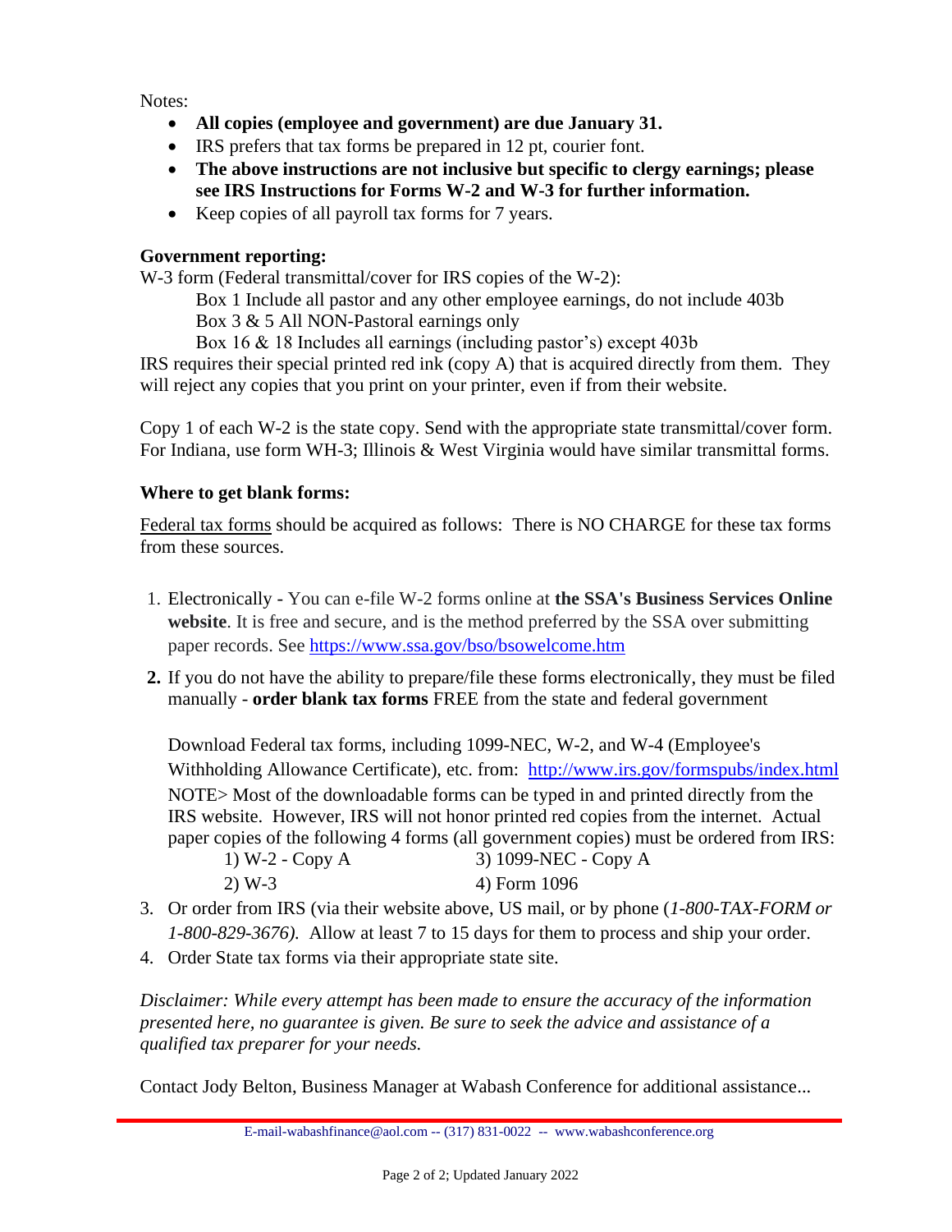Notes:

- **All copies (employee and government) are due January 31.**
- IRS prefers that tax forms be prepared in 12 pt, courier font.
- **The above instructions are not inclusive but specific to clergy earnings; please see IRS Instructions for Forms W-2 and W-3 for further information.**
- Keep copies of all payroll tax forms for 7 years.

**Government reporting:**

W-3 form (Federal transmittal/cover for IRS copies of the W-2):

Box 1 Include all pastor and any other employee earnings, do not include 403b
Box 3 & 5 All NON-Pastoral earnings only
Box 16 & 18 Includes all earnings (including pastor's) except 403b

IRS requires their special printed red ink (copy A) that is acquired directly from them. They will reject any copies that you print on your printer, even if from their website.

Copy 1 of each W-2 is the state copy. Send with the appropriate state transmittal/cover form. For Indiana, use form WH-3; Illinois & West Virginia would have similar transmittal forms.

**Where to get blank forms:**

Federal tax forms should be acquired as follows: There is NO CHARGE for these tax forms from these sources.

1. Electronically - You can e-file W-2 forms online at **the SSA's Business Services Online website**. It is free and secure, and is the method preferred by the SSA over submitting paper records. See https://www.ssa.gov/bso/bsowelcome.htm
2. If you do not have the ability to prepare/file these forms electronically, they must be filed manually - **order blank tax forms** FREE from the state and federal government

   Download Federal tax forms, including 1099-NEC, W-2, and W-4 (Employee's Withholding Allowance Certificate), etc. from: http://www.irs.gov/formspubs/index.html
   NOTE> Most of the downloadable forms can be typed in and printed directly from the IRS website. However, IRS will not honor printed red copies from the internet. Actual paper copies of the following 4 forms (all government copies) must be ordered from IRS:

   1) W-2 - Copy A
   2) W-3
   3) 1099-NEC - Copy A
   4) Form 1096
3. Or order from IRS (via their website above, US mail, or by phone (*1-800-TAX-FORM or 1-800-829-3676).* Allow at least 7 to 15 days for them to process and ship your order.
4. Order State tax forms via their appropriate state site.

*Disclaimer: While every attempt has been made to ensure the accuracy of the information presented here, no guarantee is given. Be sure to seek the advice and assistance of a qualified tax preparer for your needs.*

Contact Jody Belton, Business Manager at Wabash Conference for additional assistance...

E-mail-wabashfinance@aol.com -- (317) 831-0022 -- www.wabashconference.org